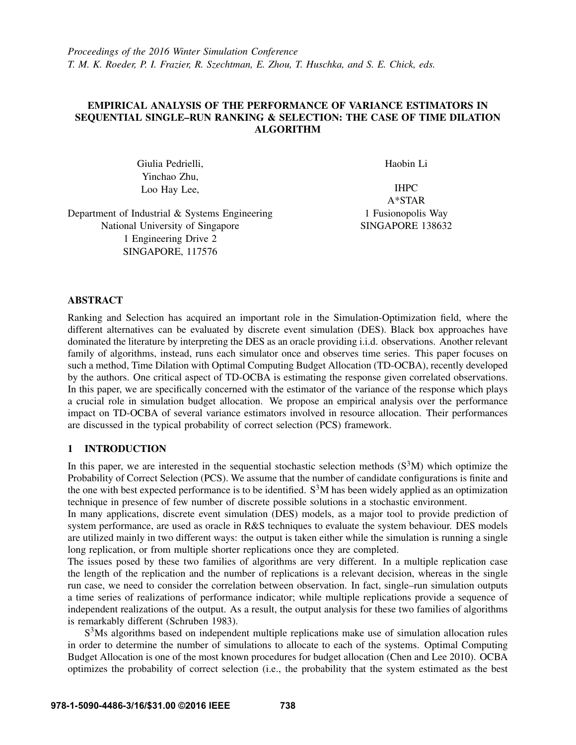*Proceedings of the 2016 Winter Simulation Conference*
*T. M. K. Roeder, P. I. Frazier, R. Szechtman, E. Zhou, T. Huschka, and S. E. Chick, eds.*

# EMPIRICAL ANALYSIS OF THE PERFORMANCE OF VARIANCE ESTIMATORS IN SEQUENTIAL SINGLE–RUN RANKING & SELECTION: THE CASE OF TIME DILATION ALGORITHM

Giulia Pedrielli,
Yinchao Zhu,
Loo Hay Lee,

Department of Industrial & Systems Engineering
National University of Singapore
1 Engineering Drive 2
SINGAPORE, 117576

Haobin Li

IHPC
A*STAR
1 Fusionopolis Way
SINGAPORE 138632

## ABSTRACT

Ranking and Selection has acquired an important role in the Simulation-Optimization field, where the different alternatives can be evaluated by discrete event simulation (DES). Black box approaches have dominated the literature by interpreting the DES as an oracle providing i.i.d. observations. Another relevant family of algorithms, instead, runs each simulator once and observes time series. This paper focuses on such a method, Time Dilation with Optimal Computing Budget Allocation (TD-OCBA), recently developed by the authors. One critical aspect of TD-OCBA is estimating the response given correlated observations. In this paper, we are specifically concerned with the estimator of the variance of the response which plays a crucial role in simulation budget allocation. We propose an empirical analysis over the performance impact on TD-OCBA of several variance estimators involved in resource allocation. Their performances are discussed in the typical probability of correct selection (PCS) framework.

## 1 INTRODUCTION

In this paper, we are interested in the sequential stochastic selection methods ($S^3M$) which optimize the Probability of Correct Selection (PCS). We assume that the number of candidate configurations is finite and the one with best expected performance is to be identified. $S^3M$ has been widely applied as an optimization technique in presence of few number of discrete possible solutions in a stochastic environment.

In many applications, discrete event simulation (DES) models, as a major tool to provide prediction of system performance, are used as oracle in R&S techniques to evaluate the system behaviour. DES models are utilized mainly in two different ways: the output is taken either while the simulation is running a single long replication, or from multiple shorter replications once they are completed.

The issues posed by these two families of algorithms are very different. In a multiple replication case the length of the replication and the number of replications is a relevant decision, whereas in the single run case, we need to consider the correlation between observation. In fact, single–run simulation outputs a time series of realizations of performance indicator; while multiple replications provide a sequence of independent realizations of the output. As a result, the output analysis for these two families of algorithms is remarkably different (Schruben 1983).

$S^3$Ms algorithms based on independent multiple replications make use of simulation allocation rules in order to determine the number of simulations to allocate to each of the systems. Optimal Computing Budget Allocation is one of the most known procedures for budget allocation (Chen and Lee 2010). OCBA optimizes the probability of correct selection (i.e., the probability that the system estimated as the best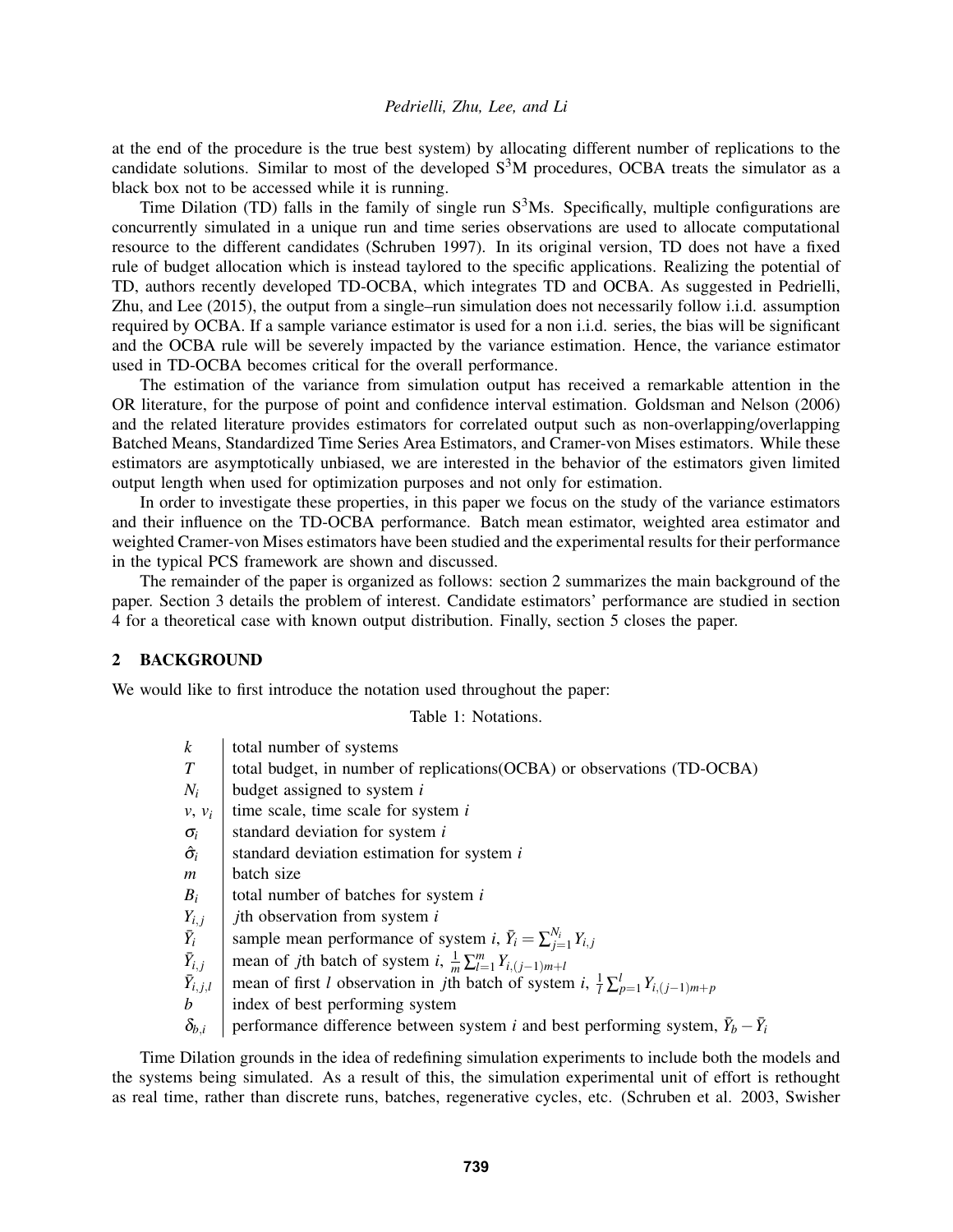at the end of the procedure is the true best system) by allocating different number of replications to the candidate solutions. Similar to most of the developed $S^3M$ procedures, OCBA treats the simulator as a black box not to be accessed while it is running.

Time Dilation (TD) falls in the family of single run $S^3Ms$. Specifically, multiple configurations are concurrently simulated in a unique run and time series observations are used to allocate computational resource to the different candidates (Schruben 1997). In its original version, TD does not have a fixed rule of budget allocation which is instead taylored to the specific applications. Realizing the potential of TD, authors recently developed TD-OCBA, which integrates TD and OCBA. As suggested in Pedrielli, Zhu, and Lee (2015), the output from a single–run simulation does not necessarily follow i.i.d. assumption required by OCBA. If a sample variance estimator is used for a non i.i.d. series, the bias will be significant and the OCBA rule will be severely impacted by the variance estimation. Hence, the variance estimator used in TD-OCBA becomes critical for the overall performance.

The estimation of the variance from simulation output has received a remarkable attention in the OR literature, for the purpose of point and confidence interval estimation. Goldsman and Nelson (2006) and the related literature provides estimators for correlated output such as non-overlapping/overlapping Batched Means, Standardized Time Series Area Estimators, and Cramer-von Mises estimators. While these estimators are asymptotically unbiased, we are interested in the behavior of the estimators given limited output length when used for optimization purposes and not only for estimation.

In order to investigate these properties, in this paper we focus on the study of the variance estimators and their influence on the TD-OCBA performance. Batch mean estimator, weighted area estimator and weighted Cramer-von Mises estimators have been studied and the experimental results for their performance in the typical PCS framework are shown and discussed.

The remainder of the paper is organized as follows: section 2 summarizes the main background of the paper. Section 3 details the problem of interest. Candidate estimators' performance are studied in section 4 for a theoretical case with known output distribution. Finally, section 5 closes the paper.

## 2 BACKGROUND

We would like to first introduce the notation used throughout the paper:

Table 1: Notations.

| | |
|---|---|
| $k$ | total number of systems |
| $T$ | total budget, in number of replications(OCBA) or observations (TD-OCBA) |
| $N_i$ | budget assigned to system $i$ |
| $v$, $v_i$ | time scale, time scale for system $i$ |
| $\sigma_i$ | standard deviation for system $i$ |
| $\hat{\sigma}_i$ | standard deviation estimation for system $i$ |
| $m$ | batch size |
| $B_i$ | total number of batches for system $i$ |
| $Y_{i,j}$ | $j$th observation from system $i$ |
| $\bar{Y}_i$ | sample mean performance of system $i$, $\bar{Y}_i = \sum_{j=1}^{N_i} Y_{i,j}$ |
| $\bar{Y}_{i,j}$ | mean of $j$th batch of system $i$, $\frac{1}{m}\sum_{l=1}^{m} Y_{i,(j-1)m+l}$ |
| $\bar{Y}_{i,j,l}$ | mean of first $l$ observation in $j$th batch of system $i$, $\frac{1}{l}\sum_{p=1}^{l} Y_{i,(j-1)m+p}$ |
| $b$ | index of best performing system |
| $\delta_{b,i}$ | performance difference between system $i$ and best performing system, $\bar{Y}_b - \bar{Y}_i$ |

Time Dilation grounds in the idea of redefining simulation experiments to include both the models and the systems being simulated. As a result of this, the simulation experimental unit of effort is rethought as real time, rather than discrete runs, batches, regenerative cycles, etc. (Schruben et al. 2003, Swisher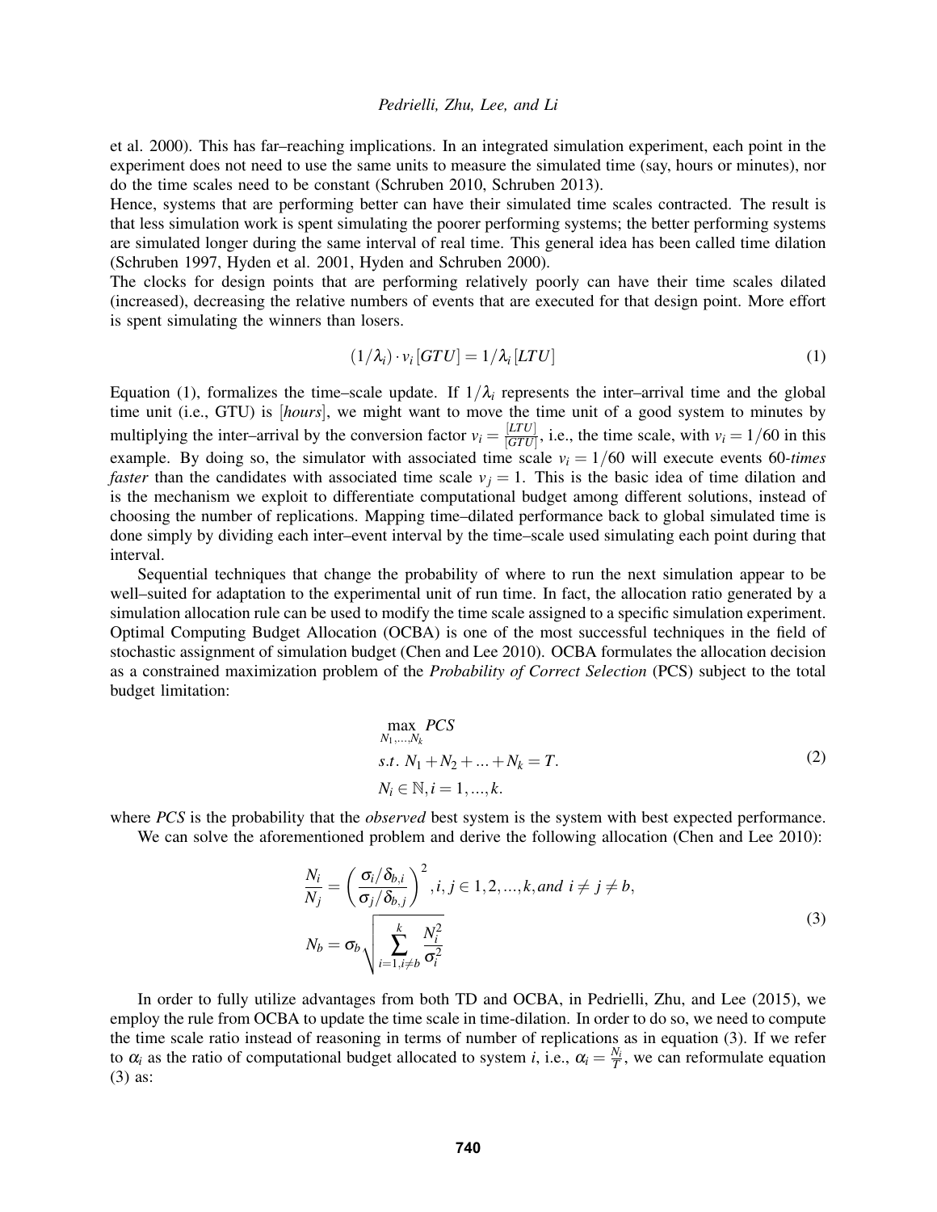et al. 2000). This has far–reaching implications. In an integrated simulation experiment, each point in the experiment does not need to use the same units to measure the simulated time (say, hours or minutes), nor do the time scales need to be constant (Schruben 2010, Schruben 2013).
Hence, systems that are performing better can have their simulated time scales contracted. The result is that less simulation work is spent simulating the poorer performing systems; the better performing systems are simulated longer during the same interval of real time. This general idea has been called time dilation (Schruben 1997, Hyden et al. 2001, Hyden and Schruben 2000).
The clocks for design points that are performing relatively poorly can have their time scales dilated (increased), decreasing the relative numbers of events that are executed for that design point. More effort is spent simulating the winners than losers.

$$(1/\lambda_i) \cdot v_i \, [GTU] = 1/\lambda_i \, [LTU] \tag{1}$$

Equation (1), formalizes the time–scale update. If $1/\lambda_i$ represents the inter–arrival time and the global time unit (i.e., GTU) is [*hours*], we might want to move the time unit of a good system to minutes by multiplying the inter–arrival by the conversion factor $v_i = \frac{[LTU]}{[GTU]}$, i.e., the time scale, with $v_i = 1/60$ in this example. By doing so, the simulator with associated time scale $v_i = 1/60$ will execute events 60-*times faster* than the candidates with associated time scale $v_j = 1$. This is the basic idea of time dilation and is the mechanism we exploit to differentiate computational budget among different solutions, instead of choosing the number of replications. Mapping time–dilated performance back to global simulated time is done simply by dividing each inter–event interval by the time–scale used simulating each point during that interval.

Sequential techniques that change the probability of where to run the next simulation appear to be well–suited for adaptation to the experimental unit of run time. In fact, the allocation ratio generated by a simulation allocation rule can be used to modify the time scale assigned to a specific simulation experiment. Optimal Computing Budget Allocation (OCBA) is one of the most successful techniques in the field of stochastic assignment of simulation budget (Chen and Lee 2010). OCBA formulates the allocation decision as a constrained maximization problem of the *Probability of Correct Selection* (PCS) subject to the total budget limitation:

$$\begin{aligned}
&\max_{N_1,\ldots,N_k} PCS \\
&s.t. \; N_1 + N_2 + \ldots + N_k = T. \\
&N_i \in \mathbb{N}, i = 1, \ldots, k.
\end{aligned} \tag{2}$$

where *PCS* is the probability that the *observed* best system is the system with best expected performance.

We can solve the aforementioned problem and derive the following allocation (Chen and Lee 2010):

$$\begin{aligned}
&\frac{N_i}{N_j} = \left( \frac{\sigma_i/\delta_{b,i}}{\sigma_j/\delta_{b,j}} \right)^2, i,j \in 1,2,\ldots,k, and \; i \neq j \neq b, \\
&N_b = \sigma_b \sqrt{\sum_{i=1, i \neq b}^{k} \frac{N_i^2}{\sigma_i^2}}
\end{aligned} \tag{3}$$

In order to fully utilize advantages from both TD and OCBA, in Pedrielli, Zhu, and Lee (2015), we employ the rule from OCBA to update the time scale in time-dilation. In order to do so, we need to compute the time scale ratio instead of reasoning in terms of number of replications as in equation (3). If we refer to $\alpha_i$ as the ratio of computational budget allocated to system $i$, i.e., $\alpha_i = \frac{N_i}{T}$, we can reformulate equation (3) as: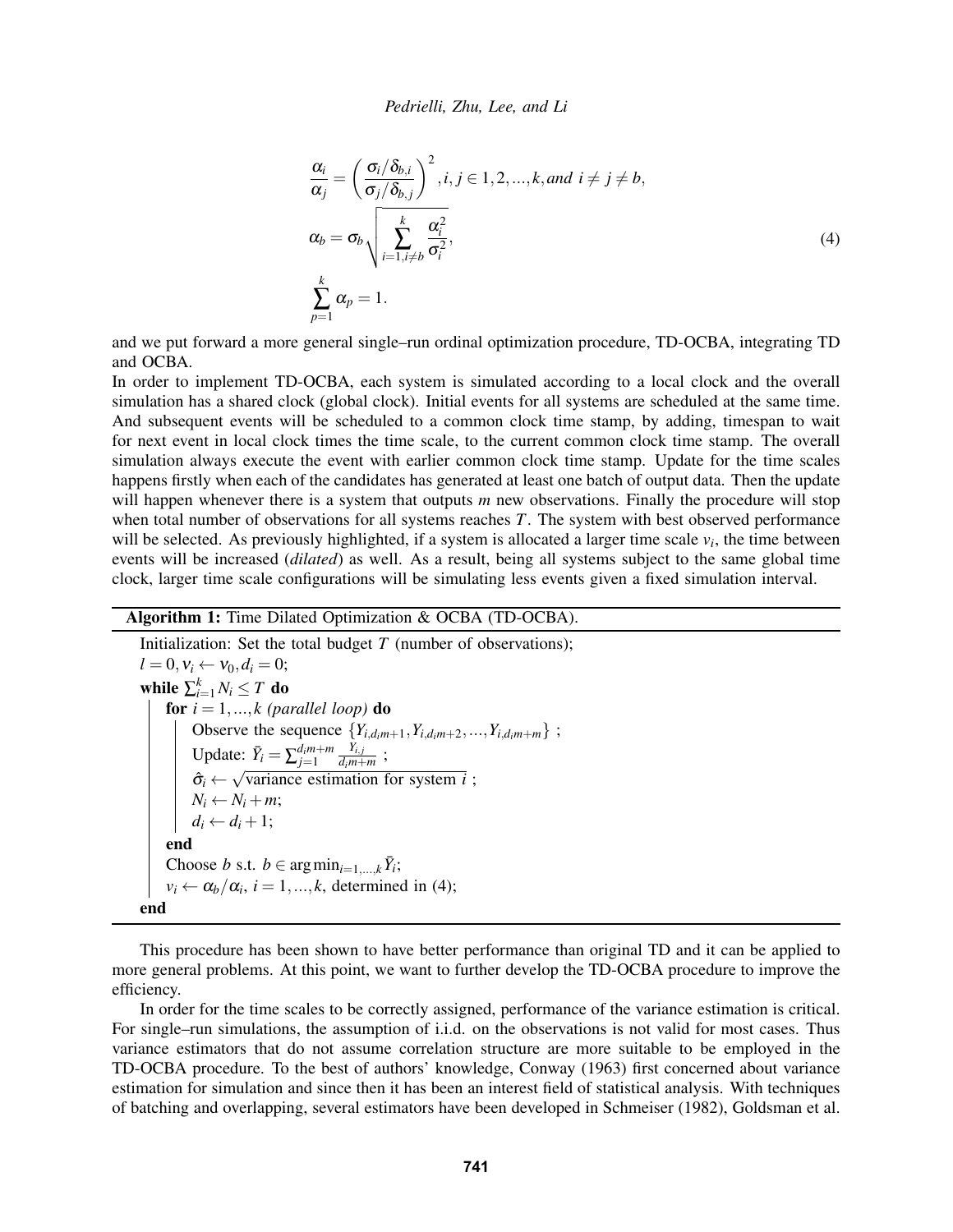$$
\begin{aligned}
&\frac{\alpha_i}{\alpha_j} = \left(\frac{\sigma_i/\delta_{b,i}}{\sigma_j/\delta_{b,j}}\right)^2, i,j \in 1,2,...,k, and\ i \neq j \neq b, \\
&\alpha_b = \sigma_b \sqrt{\sum_{i=1, i\neq b}^{k} \frac{\alpha_i^2}{\sigma_i^2}}, \\
&\sum_{p=1}^{k} \alpha_p = 1.
\end{aligned}
\tag{4}
$$

and we put forward a more general single–run ordinal optimization procedure, TD-OCBA, integrating TD and OCBA.

In order to implement TD-OCBA, each system is simulated according to a local clock and the overall simulation has a shared clock (global clock). Initial events for all systems are scheduled at the same time. And subsequent events will be scheduled to a common clock time stamp, by adding, timespan to wait for next event in local clock times the time scale, to the current common clock time stamp. The overall simulation always execute the event with earlier common clock time stamp. Update for the time scales happens firstly when each of the candidates has generated at least one batch of output data. Then the update will happen whenever there is a system that outputs $m$ new observations. Finally the procedure will stop when total number of observations for all systems reaches $T$. The system with best observed performance will be selected. As previously highlighted, if a system is allocated a larger time scale $v_i$, the time between events will be increased (*dilated*) as well. As a result, being all systems subject to the same global time clock, larger time scale configurations will be simulating less events given a fixed simulation interval.

**Algorithm 1:** Time Dilated Optimization & OCBA (TD-OCBA).

```
Initialization: Set the total budget T (number of observations);
l = 0, v_i ← v_0, d_i = 0;
while Σ_{i=1}^{k} N_i ≤ T do
    for i = 1,...,k (parallel loop) do
        Observe the sequence {Y_{i,d_i m+1}, Y_{i,d_i m+2}, ..., Y_{i,d_i m+m}} ;
        Update: Ȳ_i = Σ_{j=1}^{d_i m+m} Y_{i,j} / (d_i m+m) ;
        σ̂_i ← sqrt(variance estimation for system i) ;
        N_i ← N_i + m;
        d_i ← d_i + 1;
    end
    Choose b s.t. b ∈ argmin_{i=1,...,k} Ȳ_i;
    v_i ← α_b/α_i, i = 1,...,k, determined in (4);
end
```

This procedure has been shown to have better performance than original TD and it can be applied to more general problems. At this point, we want to further develop the TD-OCBA procedure to improve the efficiency.

In order for the time scales to be correctly assigned, performance of the variance estimation is critical. For single–run simulations, the assumption of i.i.d. on the observations is not valid for most cases. Thus variance estimators that do not assume correlation structure are more suitable to be employed in the TD-OCBA procedure. To the best of authors' knowledge, Conway (1963) first concerned about variance estimation for simulation and since then it has been an interest field of statistical analysis. With techniques of batching and overlapping, several estimators have been developed in Schmeiser (1982), Goldsman et al.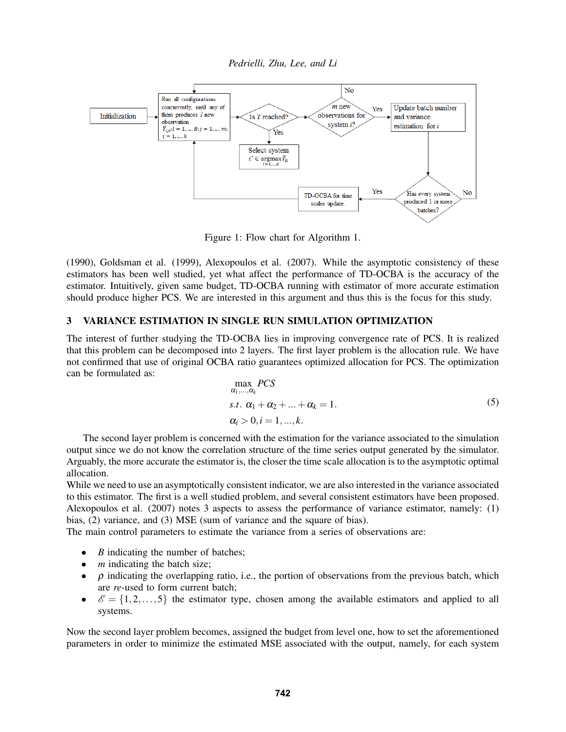Figure 1: Flow chart for Algorithm 1.

(1990), Goldsman et al. (1999), Alexopoulos et al. (2007). While the asymptotic consistency of these estimators has been well studied, yet what affect the performance of TD-OCBA is the accuracy of the estimator. Intuitively, given same budget, TD-OCBA running with estimator of more accurate estimation should produce higher PCS. We are interested in this argument and thus this is the focus for this study.

## 3 VARIANCE ESTIMATION IN SINGLE RUN SIMULATION OPTIMIZATION

The interest of further studying the TD-OCBA lies in improving convergence rate of PCS. It is realized that this problem can be decomposed into 2 layers. The first layer problem is the allocation rule. We have not confirmed that use of original OCBA ratio guarantees optimized allocation for PCS. The optimization can be formulated as:

$$
\begin{aligned}
&\max_{\alpha_1,\ldots,\alpha_k} PCS \\
&s.t.\ \alpha_1+\alpha_2+\ldots+\alpha_k = 1. \\
&\alpha_i > 0, i = 1,\ldots,k.
\end{aligned}
\tag{5}
$$

The second layer problem is concerned with the estimation for the variance associated to the simulation output since we do not know the correlation structure of the time series output generated by the simulator. Arguably, the more accurate the estimator is, the closer the time scale allocation is to the asymptotic optimal allocation.

While we need to use an asymptotically consistent indicator, we are also interested in the variance associated to this estimator. The first is a well studied problem, and several consistent estimators have been proposed. Alexopoulos et al. (2007) notes 3 aspects to assess the performance of variance estimator, namely: (1) bias, (2) variance, and (3) MSE (sum of variance and the square of bias).

The main control parameters to estimate the variance from a series of observations are:

- $B$ indicating the number of batches;
- $m$ indicating the batch size;
- $\rho$ indicating the overlapping ratio, i.e., the portion of observations from the previous batch, which are *re*-used to form current batch;
- $\mathscr{E} = \{1,2,\ldots,5\}$ the estimator type, chosen among the available estimators and applied to all systems.

Now the second layer problem becomes, assigned the budget from level one, how to set the aforementioned parameters in order to minimize the estimated MSE associated with the output, namely, for each system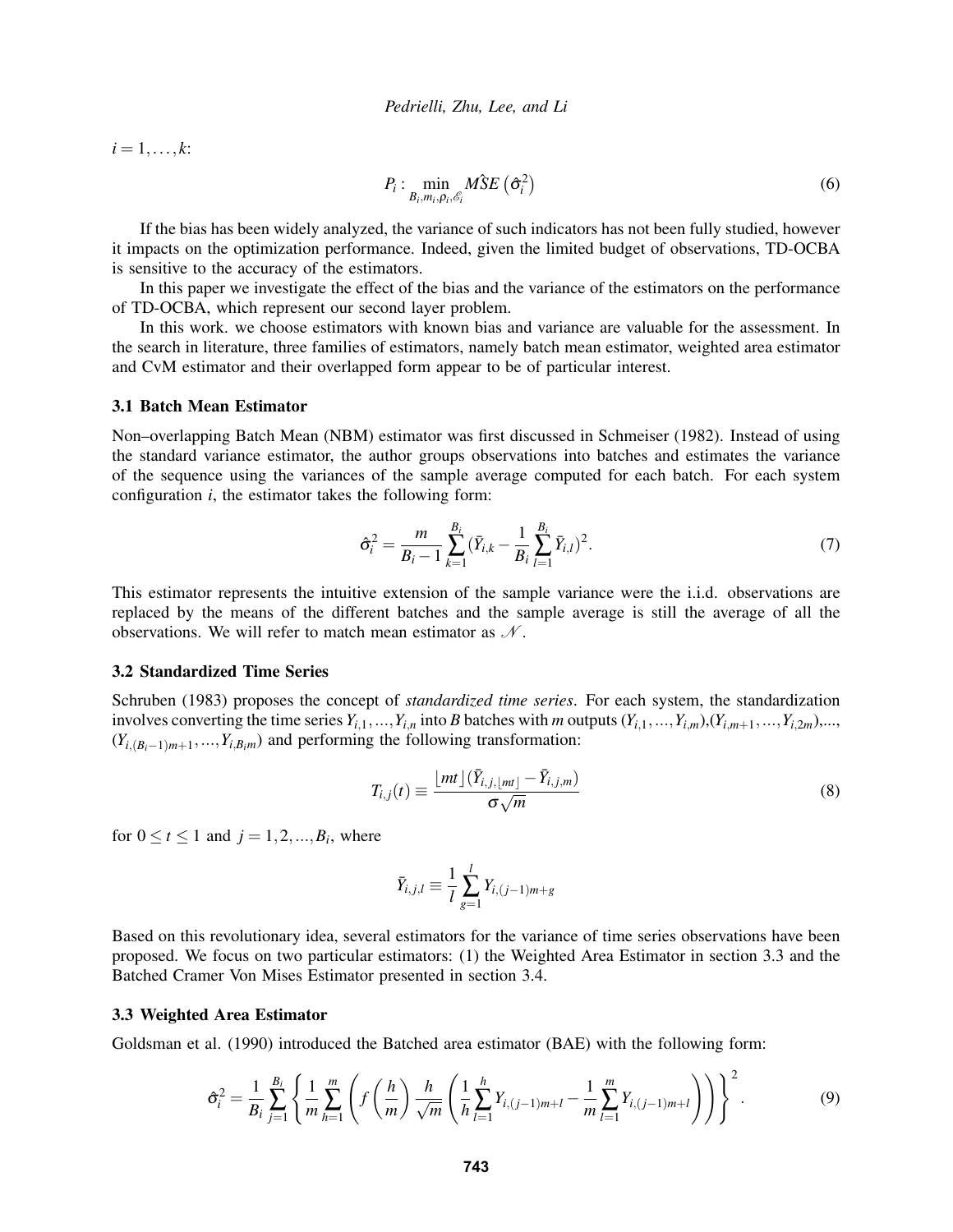$i = 1, \ldots, k$:

$$P_i : \min_{B_i, m_i, \rho_i, \mathscr{E}_i} \hat{MSE}\left(\hat{\sigma}_i^2\right) \tag{6}$$

If the bias has been widely analyzed, the variance of such indicators has not been fully studied, however it impacts on the optimization performance. Indeed, given the limited budget of observations, TD-OCBA is sensitive to the accuracy of the estimators.

In this paper we investigate the effect of the bias and the variance of the estimators on the performance of TD-OCBA, which represent our second layer problem.

In this work. we choose estimators with known bias and variance are valuable for the assessment. In the search in literature, three families of estimators, namely batch mean estimator, weighted area estimator and CvM estimator and their overlapped form appear to be of particular interest.

### 3.1 Batch Mean Estimator

Non–overlapping Batch Mean (NBM) estimator was first discussed in Schmeiser (1982). Instead of using the standard variance estimator, the author groups observations into batches and estimates the variance of the sequence using the variances of the sample average computed for each batch. For each system configuration $i$, the estimator takes the following form:

$$\hat{\sigma}_i^2 = \frac{m}{B_i - 1} \sum_{k=1}^{B_i} (\bar{Y}_{i,k} - \frac{1}{B_i} \sum_{l=1}^{B_i} \bar{Y}_{i,l})^2. \tag{7}$$

This estimator represents the intuitive extension of the sample variance were the i.i.d. observations are replaced by the means of the different batches and the sample average is still the average of all the observations. We will refer to match mean estimator as $\mathscr{N}$.

### 3.2 Standardized Time Series

Schruben (1983) proposes the concept of *standardized time series*. For each system, the standardization involves converting the time series $Y_{i,1}, ..., Y_{i,n}$ into $B$ batches with $m$ outputs $(Y_{i,1}, ..., Y_{i,m})$,$(Y_{i,m+1}, ..., Y_{i,2m})$,..., $(Y_{i,(B_i-1)m+1}, ..., Y_{i,B_i m})$ and performing the following transformation:

$$T_{i,j}(t) \equiv \frac{\lfloor mt \rfloor (\bar{Y}_{i,j,\lfloor mt \rfloor} - \bar{Y}_{i,j,m})}{\sigma \sqrt{m}} \tag{8}$$

for $0 \leq t \leq 1$ and $j = 1, 2, ..., B_i$, where

$$\bar{Y}_{i,j,l} \equiv \frac{1}{l} \sum_{g=1}^{l} Y_{i,(j-1)m+g}$$

Based on this revolutionary idea, several estimators for the variance of time series observations have been proposed. We focus on two particular estimators: (1) the Weighted Area Estimator in section 3.3 and the Batched Cramer Von Mises Estimator presented in section 3.4.

### 3.3 Weighted Area Estimator

Goldsman et al. (1990) introduced the Batched area estimator (BAE) with the following form:

$$\hat{\sigma}_i^2 = \frac{1}{B_i} \sum_{j=1}^{B_i} \left\{ \frac{1}{m} \sum_{h=1}^{m} \left( f\left(\frac{h}{m}\right) \frac{h}{\sqrt{m}} \left( \frac{1}{h} \sum_{l=1}^{h} Y_{i,(j-1)m+l} - \frac{1}{m} \sum_{l=1}^{m} Y_{i,(j-1)m+l} \right) \right) \right\}^2. \tag{9}$$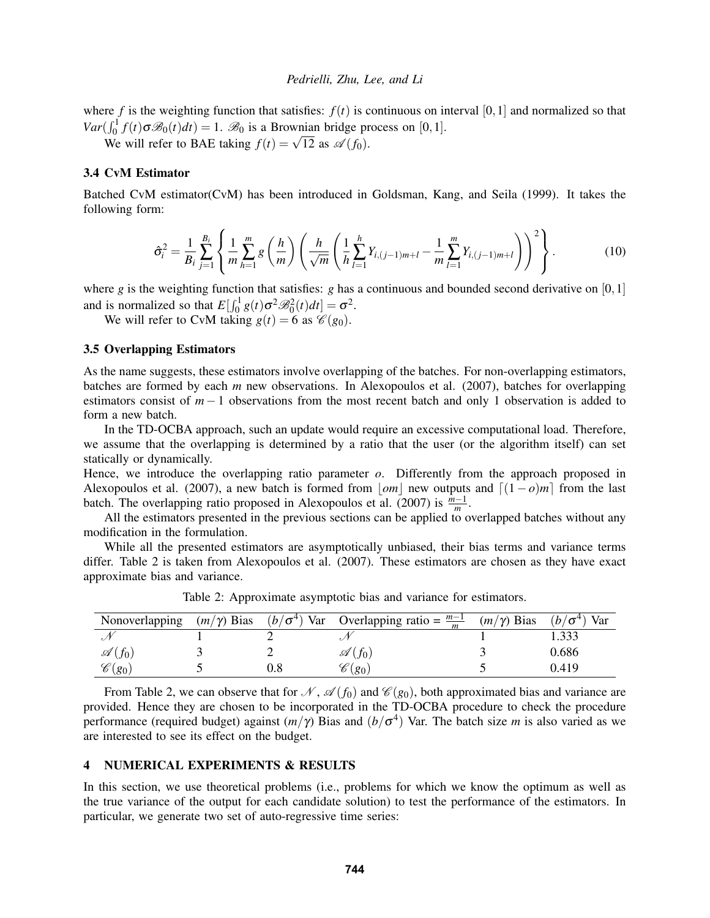where $f$ is the weighting function that satisfies: $f(t)$ is continuous on interval $[0,1]$ and normalized so that $Var(\int_0^1 f(t)\sigma\mathscr{B}_0(t)dt) = 1$. $\mathscr{B}_0$ is a Brownian bridge process on $[0,1]$.

We will refer to BAE taking $f(t) = \sqrt{12}$ as $\mathscr{A}(f_0)$.

### 3.4 CvM Estimator

Batched CvM estimator(CvM) has been introduced in Goldsman, Kang, and Seila (1999). It takes the following form:

$$\hat{\sigma}_i^2 = \frac{1}{B_i}\sum_{j=1}^{B_i}\left\{\frac{1}{m}\sum_{h=1}^{m} g\left(\frac{h}{m}\right)\left(\frac{h}{\sqrt{m}}\left(\frac{1}{h}\sum_{l=1}^{h} Y_{i,(j-1)m+l} - \frac{1}{m}\sum_{l=1}^{m} Y_{i,(j-1)m+l}\right)\right)^2\right\}. \tag{10}$$

where $g$ is the weighting function that satisfies: $g$ has a continuous and bounded second derivative on $[0,1]$ and is normalized so that $E[\int_0^1 g(t)\sigma^2\mathscr{B}_0^2(t)dt] = \sigma^2$.

We will refer to CvM taking $g(t) = 6$ as $\mathscr{C}(g_0)$.

### 3.5 Overlapping Estimators

As the name suggests, these estimators involve overlapping of the batches. For non-overlapping estimators, batches are formed by each $m$ new observations. In Alexopoulos et al. (2007), batches for overlapping estimators consist of $m-1$ observations from the most recent batch and only 1 observation is added to form a new batch.

In the TD-OCBA approach, such an update would require an excessive computational load. Therefore, we assume that the overlapping is determined by a ratio that the user (or the algorithm itself) can set statically or dynamically.

Hence, we introduce the overlapping ratio parameter $o$. Differently from the approach proposed in Alexopoulos et al. (2007), a new batch is formed from $\lfloor om \rfloor$ new outputs and $\lceil (1-o)m \rceil$ from the last batch. The overlapping ratio proposed in Alexopoulos et al. (2007) is $\frac{m-1}{m}$.

All the estimators presented in the previous sections can be applied to overlapped batches without any modification in the formulation.

While all the presented estimators are asymptotically unbiased, their bias terms and variance terms differ. Table 2 is taken from Alexopoulos et al. (2007). These estimators are chosen as they have exact approximate bias and variance.

Table 2: Approximate asymptotic bias and variance for estimators.

| Nonoverlapping | $(m/\gamma)$ Bias | $(b/\sigma^4)$ Var | Overlapping ratio = $\frac{m-1}{m}$ | $(m/\gamma)$ Bias | $(b/\sigma^4)$ Var |
|---|---|---|---|---|---|
| $\mathscr{N}$ | 1 | 2 | $\mathscr{N}$ | 1 | 1.333 |
| $\mathscr{A}(f_0)$ | 3 | 2 | $\mathscr{A}(f_0)$ | 3 | 0.686 |
| $\mathscr{C}(g_0)$ | 5 | 0.8 | $\mathscr{C}(g_0)$ | 5 | 0.419 |

From Table 2, we can observe that for $\mathscr{N}$, $\mathscr{A}(f_0)$ and $\mathscr{C}(g_0)$, both approximated bias and variance are provided. Hence they are chosen to be incorporated in the TD-OCBA procedure to check the procedure performance (required budget) against $(m/\gamma)$ Bias and $(b/\sigma^4)$ Var. The batch size $m$ is also varied as we are interested to see its effect on the budget.

## 4 NUMERICAL EXPERIMENTS & RESULTS

In this section, we use theoretical problems (i.e., problems for which we know the optimum as well as the true variance of the output for each candidate solution) to test the performance of the estimators. In particular, we generate two set of auto-regressive time series: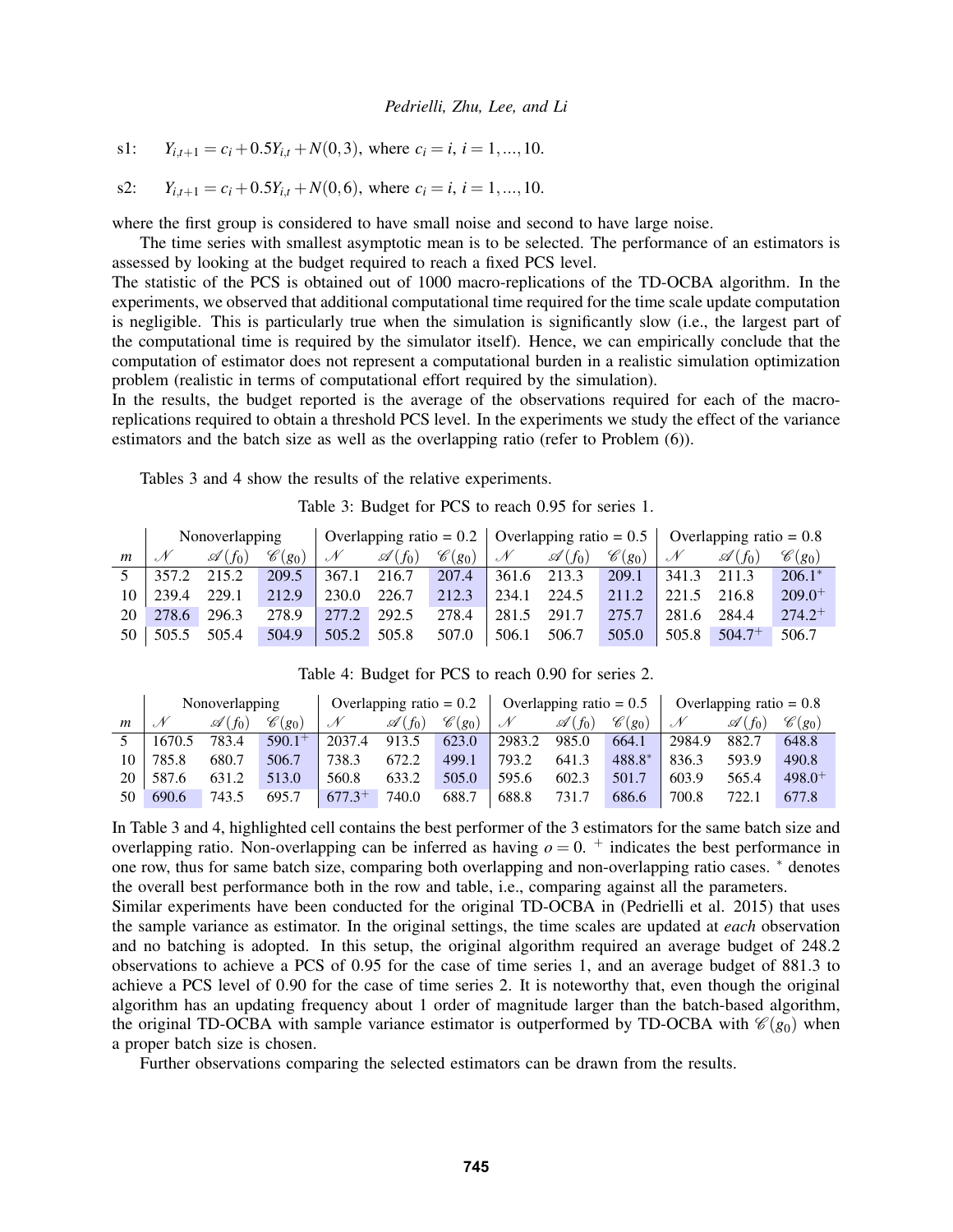s1: $Y_{i,t+1} = c_i + 0.5Y_{i,t} + N(0,3)$, where $c_i = i$, $i = 1, ..., 10$.

s2: $Y_{i,t+1} = c_i + 0.5Y_{i,t} + N(0,6)$, where $c_i = i$, $i = 1, ..., 10$.

where the first group is considered to have small noise and second to have large noise.

The time series with smallest asymptotic mean is to be selected. The performance of an estimators is assessed by looking at the budget required to reach a fixed PCS level.

The statistic of the PCS is obtained out of 1000 macro-replications of the TD-OCBA algorithm. In the experiments, we observed that additional computational time required for the time scale update computation is negligible. This is particularly true when the simulation is significantly slow (i.e., the largest part of the computational time is required by the simulator itself). Hence, we can empirically conclude that the computation of estimator does not represent a computational burden in a realistic simulation optimization problem (realistic in terms of computational effort required by the simulation).

In the results, the budget reported is the average of the observations required for each of the macro-replications required to obtain a threshold PCS level. In the experiments we study the effect of the variance estimators and the batch size as well as the overlapping ratio (refer to Problem (6)).

Tables 3 and 4 show the results of the relative experiments.

Table 3: Budget for PCS to reach 0.95 for series 1.

| | Nonoverlapping | | | Overlapping ratio = 0.2 | | | Overlapping ratio = 0.5 | | | Overlapping ratio = 0.8 | | |
|---|---|---|---|---|---|---|---|---|---|---|---|---|
| $m$ | $\mathcal{N}$ | $\mathscr{A}(f_0)$ | $\mathscr{C}(g_0)$ | $\mathcal{N}$ | $\mathscr{A}(f_0)$ | $\mathscr{C}(g_0)$ | $\mathcal{N}$ | $\mathscr{A}(f_0)$ | $\mathscr{C}(g_0)$ | $\mathcal{N}$ | $\mathscr{A}(f_0)$ | $\mathscr{C}(g_0)$ |
| 5 | 357.2 | 215.2 | 209.5 | 367.1 | 216.7 | 207.4 | 361.6 | 213.3 | 209.1 | 341.3 | 211.3 | $206.1^*$ |
| 10 | 239.4 | 229.1 | 212.9 | 230.0 | 226.7 | 212.3 | 234.1 | 224.5 | 211.2 | 221.5 | 216.8 | $209.0^+$ |
| 20 | 278.6 | 296.3 | 278.9 | 277.2 | 292.5 | 278.4 | 281.5 | 291.7 | 275.7 | 281.6 | 284.4 | $274.2^+$ |
| 50 | 505.5 | 505.4 | 504.9 | 505.2 | 505.8 | 507.0 | 506.1 | 506.7 | 505.0 | 505.8 | $504.7^+$ | 506.7 |

Table 4: Budget for PCS to reach 0.90 for series 2.

| | Nonoverlapping | | | Overlapping ratio = 0.2 | | | Overlapping ratio = 0.5 | | | Overlapping ratio = 0.8 | | |
|---|---|---|---|---|---|---|---|---|---|---|---|---|
| $m$ | $\mathcal{N}$ | $\mathscr{A}(f_0)$ | $\mathscr{C}(g_0)$ | $\mathcal{N}$ | $\mathscr{A}(f_0)$ | $\mathscr{C}(g_0)$ | $\mathcal{N}$ | $\mathscr{A}(f_0)$ | $\mathscr{C}(g_0)$ | $\mathcal{N}$ | $\mathscr{A}(f_0)$ | $\mathscr{C}(g_0)$ |
| 5 | 1670.5 | 783.4 | $590.1^+$ | 2037.4 | 913.5 | 623.0 | 2983.2 | 985.0 | 664.1 | 2984.9 | 882.7 | 648.8 |
| 10 | 785.8 | 680.7 | 506.7 | 738.3 | 672.2 | 499.1 | 793.2 | 641.3 | $488.8^*$ | 836.3 | 593.9 | 490.8 |
| 20 | 587.6 | 631.2 | 513.0 | 560.8 | 633.2 | 505.0 | 595.6 | 602.3 | 501.7 | 603.9 | 565.4 | $498.0^+$ |
| 50 | 690.6 | 743.5 | 695.7 | $677.3^+$ | 740.0 | 688.7 | 688.8 | 731.7 | 686.6 | 700.8 | 722.1 | 677.8 |

In Table 3 and 4, highlighted cell contains the best performer of the 3 estimators for the same batch size and overlapping ratio. Non-overlapping can be inferred as having $o = 0$. $^+$ indicates the best performance in one row, thus for same batch size, comparing both overlapping and non-overlapping ratio cases. $^*$ denotes the overall best performance both in the row and table, i.e., comparing against all the parameters.

Similar experiments have been conducted for the original TD-OCBA in (Pedrielli et al. 2015) that uses the sample variance as estimator. In the original settings, the time scales are updated at *each* observation and no batching is adopted. In this setup, the original algorithm required an average budget of 248.2 observations to achieve a PCS of 0.95 for the case of time series 1, and an average budget of 881.3 to achieve a PCS level of 0.90 for the case of time series 2. It is noteworthy that, even though the original algorithm has an updating frequency about 1 order of magnitude larger than the batch-based algorithm, the original TD-OCBA with sample variance estimator is outperformed by TD-OCBA with $\mathscr{C}(g_0)$ when a proper batch size is chosen.

Further observations comparing the selected estimators can be drawn from the results.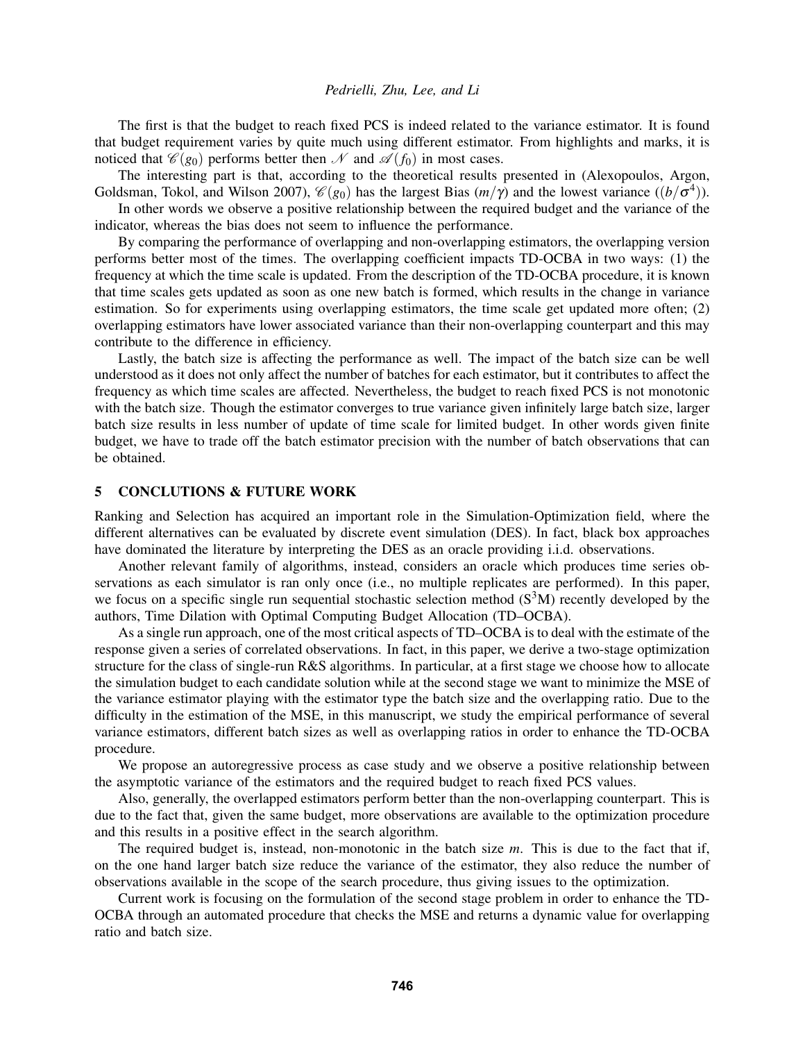The first is that the budget to reach fixed PCS is indeed related to the variance estimator. It is found that budget requirement varies by quite much using different estimator. From highlights and marks, it is noticed that $\mathscr{C}(g_0)$ performs better then $\mathscr{N}$ and $\mathscr{A}(f_0)$ in most cases.

The interesting part is that, according to the theoretical results presented in (Alexopoulos, Argon, Goldsman, Tokol, and Wilson 2007), $\mathscr{C}(g_0)$ has the largest Bias $(m/\gamma)$ and the lowest variance $((b/\sigma^4))$.

In other words we observe a positive relationship between the required budget and the variance of the indicator, whereas the bias does not seem to influence the performance.

By comparing the performance of overlapping and non-overlapping estimators, the overlapping version performs better most of the times. The overlapping coefficient impacts TD-OCBA in two ways: (1) the frequency at which the time scale is updated. From the description of the TD-OCBA procedure, it is known that time scales gets updated as soon as one new batch is formed, which results in the change in variance estimation. So for experiments using overlapping estimators, the time scale get updated more often; (2) overlapping estimators have lower associated variance than their non-overlapping counterpart and this may contribute to the difference in efficiency.

Lastly, the batch size is affecting the performance as well. The impact of the batch size can be well understood as it does not only affect the number of batches for each estimator, but it contributes to affect the frequency as which time scales are affected. Nevertheless, the budget to reach fixed PCS is not monotonic with the batch size. Though the estimator converges to true variance given infinitely large batch size, larger batch size results in less number of update of time scale for limited budget. In other words given finite budget, we have to trade off the batch estimator precision with the number of batch observations that can be obtained.

## 5 CONCLUTIONS & FUTURE WORK

Ranking and Selection has acquired an important role in the Simulation-Optimization field, where the different alternatives can be evaluated by discrete event simulation (DES). In fact, black box approaches have dominated the literature by interpreting the DES as an oracle providing i.i.d. observations.

Another relevant family of algorithms, instead, considers an oracle which produces time series observations as each simulator is ran only once (i.e., no multiple replicates are performed). In this paper, we focus on a specific single run sequential stochastic selection method ($S^3M$) recently developed by the authors, Time Dilation with Optimal Computing Budget Allocation (TD–OCBA).

As a single run approach, one of the most critical aspects of TD–OCBA is to deal with the estimate of the response given a series of correlated observations. In fact, in this paper, we derive a two-stage optimization structure for the class of single-run R&S algorithms. In particular, at a first stage we choose how to allocate the simulation budget to each candidate solution while at the second stage we want to minimize the MSE of the variance estimator playing with the estimator type the batch size and the overlapping ratio. Due to the difficulty in the estimation of the MSE, in this manuscript, we study the empirical performance of several variance estimators, different batch sizes as well as overlapping ratios in order to enhance the TD-OCBA procedure.

We propose an autoregressive process as case study and we observe a positive relationship between the asymptotic variance of the estimators and the required budget to reach fixed PCS values.

Also, generally, the overlapped estimators perform better than the non-overlapping counterpart. This is due to the fact that, given the same budget, more observations are available to the optimization procedure and this results in a positive effect in the search algorithm.

The required budget is, instead, non-monotonic in the batch size $m$. This is due to the fact that if, on the one hand larger batch size reduce the variance of the estimator, they also reduce the number of observations available in the scope of the search procedure, thus giving issues to the optimization.

Current work is focusing on the formulation of the second stage problem in order to enhance the TD-OCBA through an automated procedure that checks the MSE and returns a dynamic value for overlapping ratio and batch size.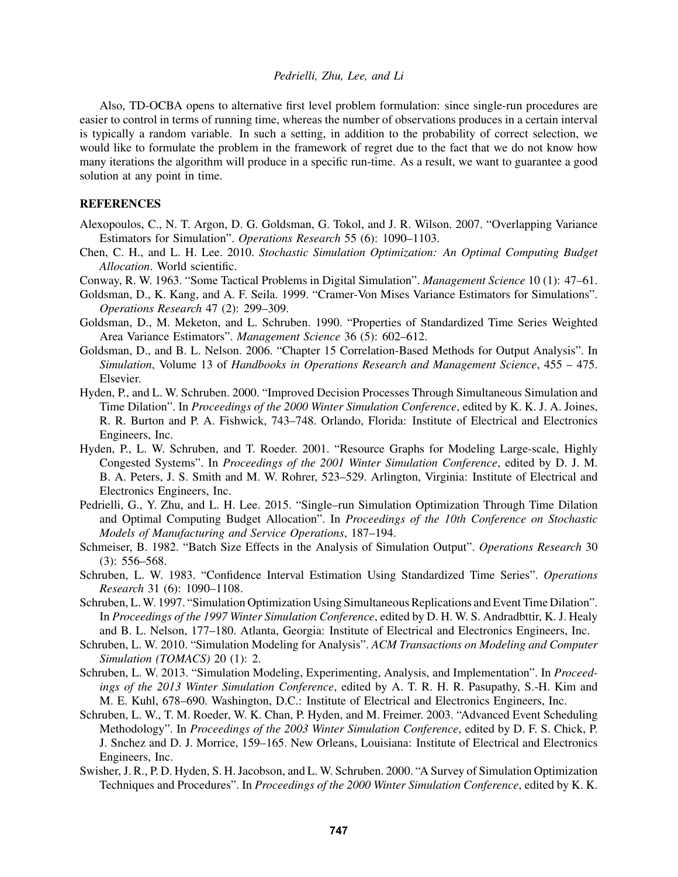Also, TD-OCBA opens to alternative first level problem formulation: since single-run procedures are easier to control in terms of running time, whereas the number of observations produces in a certain interval is typically a random variable. In such a setting, in addition to the probability of correct selection, we would like to formulate the problem in the framework of regret due to the fact that we do not know how many iterations the algorithm will produce in a specific run-time. As a result, we want to guarantee a good solution at any point in time.

## REFERENCES

Alexopoulos, C., N. T. Argon, D. G. Goldsman, G. Tokol, and J. R. Wilson. 2007. "Overlapping Variance Estimators for Simulation". *Operations Research* 55 (6): 1090–1103.

Chen, C. H., and L. H. Lee. 2010. *Stochastic Simulation Optimization: An Optimal Computing Budget Allocation*. World scientific.

Conway, R. W. 1963. "Some Tactical Problems in Digital Simulation". *Management Science* 10 (1): 47–61.

Goldsman, D., K. Kang, and A. F. Seila. 1999. "Cramer-Von Mises Variance Estimators for Simulations". *Operations Research* 47 (2): 299–309.

Goldsman, D., M. Meketon, and L. Schruben. 1990. "Properties of Standardized Time Series Weighted Area Variance Estimators". *Management Science* 36 (5): 602–612.

Goldsman, D., and B. L. Nelson. 2006. "Chapter 15 Correlation-Based Methods for Output Analysis". In *Simulation*, Volume 13 of *Handbooks in Operations Research and Management Science*, 455 – 475. Elsevier.

Hyden, P., and L. W. Schruben. 2000. "Improved Decision Processes Through Simultaneous Simulation and Time Dilation". In *Proceedings of the 2000 Winter Simulation Conference*, edited by K. K. J. A. Joines, R. R. Burton and P. A. Fishwick, 743–748. Orlando, Florida: Institute of Electrical and Electronics Engineers, Inc.

Hyden, P., L. W. Schruben, and T. Roeder. 2001. "Resource Graphs for Modeling Large-scale, Highly Congested Systems". In *Proceedings of the 2001 Winter Simulation Conference*, edited by D. J. M. B. A. Peters, J. S. Smith and M. W. Rohrer, 523–529. Arlington, Virginia: Institute of Electrical and Electronics Engineers, Inc.

Pedrielli, G., Y. Zhu, and L. H. Lee. 2015. "Single–run Simulation Optimization Through Time Dilation and Optimal Computing Budget Allocation". In *Proceedings of the 10th Conference on Stochastic Models of Manufacturing and Service Operations*, 187–194.

Schmeiser, B. 1982. "Batch Size Effects in the Analysis of Simulation Output". *Operations Research* 30 (3): 556–568.

Schruben, L. W. 1983. "Confidence Interval Estimation Using Standardized Time Series". *Operations Research* 31 (6): 1090–1108.

Schruben, L. W. 1997. "Simulation Optimization Using Simultaneous Replications and Event Time Dilation". In *Proceedings of the 1997 Winter Simulation Conference*, edited by D. H. W. S. Andradbttir, K. J. Healy and B. L. Nelson, 177–180. Atlanta, Georgia: Institute of Electrical and Electronics Engineers, Inc.

Schruben, L. W. 2010. "Simulation Modeling for Analysis". *ACM Transactions on Modeling and Computer Simulation (TOMACS)* 20 (1): 2.

Schruben, L. W. 2013. "Simulation Modeling, Experimenting, Analysis, and Implementation". In *Proceedings of the 2013 Winter Simulation Conference*, edited by A. T. R. H. R. Pasupathy, S.-H. Kim and M. E. Kuhl, 678–690. Washington, D.C.: Institute of Electrical and Electronics Engineers, Inc.

Schruben, L. W., T. M. Roeder, W. K. Chan, P. Hyden, and M. Freimer. 2003. "Advanced Event Scheduling Methodology". In *Proceedings of the 2003 Winter Simulation Conference*, edited by D. F. S. Chick, P. J. Snchez and D. J. Morrice, 159–165. New Orleans, Louisiana: Institute of Electrical and Electronics Engineers, Inc.

Swisher, J. R., P. D. Hyden, S. H. Jacobson, and L. W. Schruben. 2000. "A Survey of Simulation Optimization Techniques and Procedures". In *Proceedings of the 2000 Winter Simulation Conference*, edited by K. K.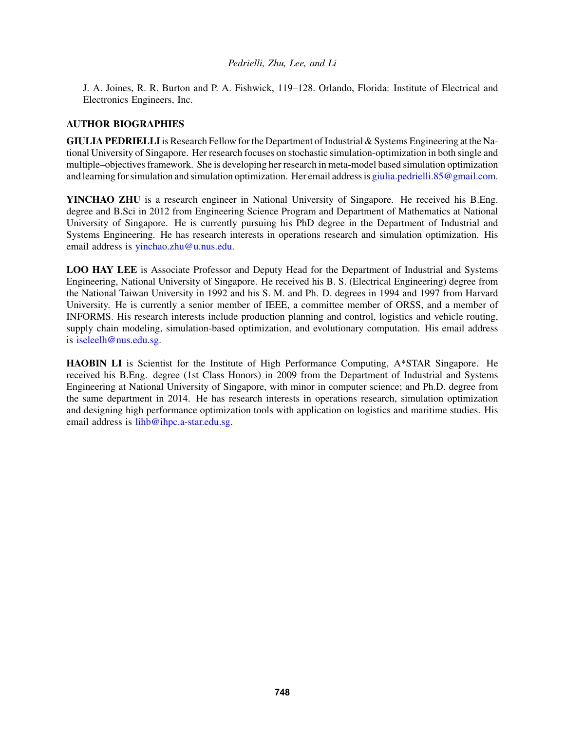J. A. Joines, R. R. Burton and P. A. Fishwick, 119–128. Orlando, Florida: Institute of Electrical and Electronics Engineers, Inc.

## AUTHOR BIOGRAPHIES

**GIULIA PEDRIELLI** is Research Fellow for the Department of Industrial & Systems Engineering at the National University of Singapore. Her research focuses on stochastic simulation-optimization in both single and multiple–objectives framework. She is developing her research in meta-model based simulation optimization and learning for simulation and simulation optimization. Her email address is giulia.pedrielli.85@gmail.com.

**YINCHAO ZHU** is a research engineer in National University of Singapore. He received his B.Eng. degree and B.Sci in 2012 from Engineering Science Program and Department of Mathematics at National University of Singapore. He is currently pursuing his PhD degree in the Department of Industrial and Systems Engineering. He has research interests in operations research and simulation optimization. His email address is yinchao.zhu@u.nus.edu.

**LOO HAY LEE** is Associate Professor and Deputy Head for the Department of Industrial and Systems Engineering, National University of Singapore. He received his B. S. (Electrical Engineering) degree from the National Taiwan University in 1992 and his S. M. and Ph. D. degrees in 1994 and 1997 from Harvard University. He is currently a senior member of IEEE, a committee member of ORSS, and a member of INFORMS. His research interests include production planning and control, logistics and vehicle routing, supply chain modeling, simulation-based optimization, and evolutionary computation. His email address is iseleelh@nus.edu.sg.

**HAOBIN LI** is Scientist for the Institute of High Performance Computing, A*STAR Singapore. He received his B.Eng. degree (1st Class Honors) in 2009 from the Department of Industrial and Systems Engineering at National University of Singapore, with minor in computer science; and Ph.D. degree from the same department in 2014. He has research interests in operations research, simulation optimization and designing high performance optimization tools with application on logistics and maritime studies. His email address is lihb@ihpc.a-star.edu.sg.